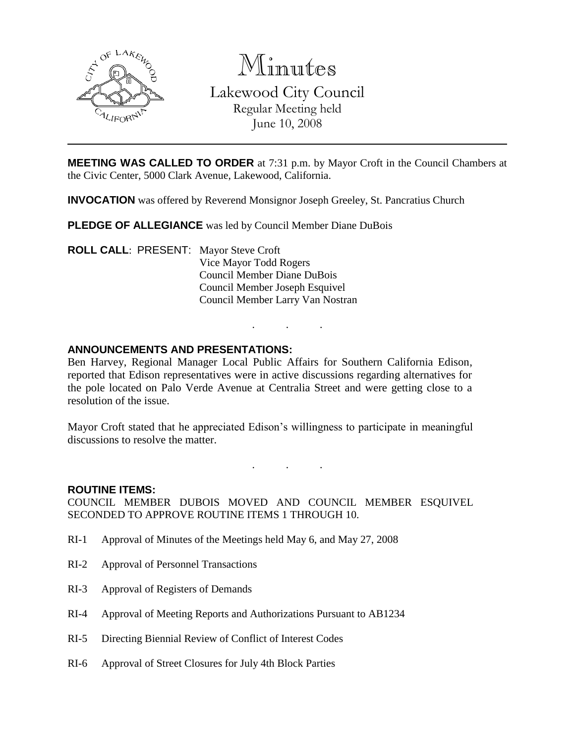# Minutes

Lakewood City Council
Regular Meeting held
June 10, 2008

**MEETING WAS CALLED TO ORDER** at 7:31 p.m. by Mayor Croft in the Council Chambers at the Civic Center, 5000 Clark Avenue, Lakewood, California.

**INVOCATION** was offered by Reverend Monsignor Joseph Greeley, St. Pancratius Church

**PLEDGE OF ALLEGIANCE** was led by Council Member Diane DuBois

**ROLL CALL**: PRESENT: Mayor Steve Croft
Vice Mayor Todd Rogers
Council Member Diane DuBois
Council Member Joseph Esquivel
Council Member Larry Van Nostran

. . .

**ANNOUNCEMENTS AND PRESENTATIONS:**

Ben Harvey, Regional Manager Local Public Affairs for Southern California Edison, reported that Edison representatives were in active discussions regarding alternatives for the pole located on Palo Verde Avenue at Centralia Street and were getting close to a resolution of the issue.

Mayor Croft stated that he appreciated Edison's willingness to participate in meaningful discussions to resolve the matter.

. . .

**ROUTINE ITEMS:**

COUNCIL MEMBER DUBOIS MOVED AND COUNCIL MEMBER ESQUIVEL SECONDED TO APPROVE ROUTINE ITEMS 1 THROUGH 10.

RI-1 Approval of Minutes of the Meetings held May 6, and May 27, 2008

RI-2 Approval of Personnel Transactions

RI-3 Approval of Registers of Demands

RI-4 Approval of Meeting Reports and Authorizations Pursuant to AB1234

RI-5 Directing Biennial Review of Conflict of Interest Codes

RI-6 Approval of Street Closures for July 4th Block Parties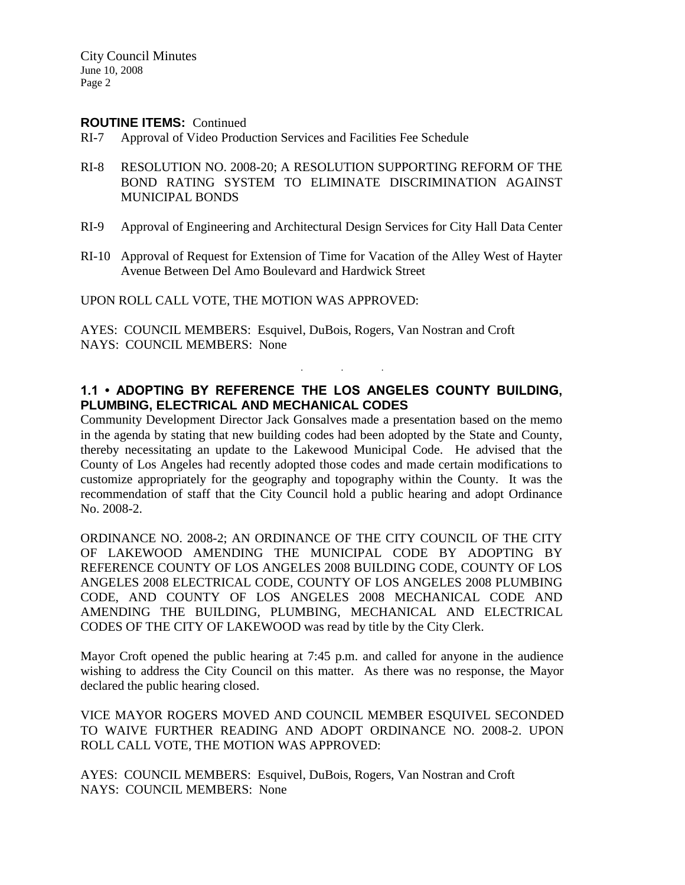**ROUTINE ITEMS:** Continued

RI-7 Approval of Video Production Services and Facilities Fee Schedule

RI-8 RESOLUTION NO. 2008-20; A RESOLUTION SUPPORTING REFORM OF THE BOND RATING SYSTEM TO ELIMINATE DISCRIMINATION AGAINST MUNICIPAL BONDS

RI-9 Approval of Engineering and Architectural Design Services for City Hall Data Center

RI-10 Approval of Request for Extension of Time for Vacation of the Alley West of Hayter Avenue Between Del Amo Boulevard and Hardwick Street

UPON ROLL CALL VOTE, THE MOTION WAS APPROVED:

AYES: COUNCIL MEMBERS: Esquivel, DuBois, Rogers, Van Nostran and Croft
NAYS: COUNCIL MEMBERS: None

. . .

**1.1 • ADOPTING BY REFERENCE THE LOS ANGELES COUNTY BUILDING, PLUMBING, ELECTRICAL AND MECHANICAL CODES**

Community Development Director Jack Gonsalves made a presentation based on the memo in the agenda by stating that new building codes had been adopted by the State and County, thereby necessitating an update to the Lakewood Municipal Code. He advised that the County of Los Angeles had recently adopted those codes and made certain modifications to customize appropriately for the geography and topography within the County. It was the recommendation of staff that the City Council hold a public hearing and adopt Ordinance No. 2008-2.

ORDINANCE NO. 2008-2; AN ORDINANCE OF THE CITY COUNCIL OF THE CITY OF LAKEWOOD AMENDING THE MUNICIPAL CODE BY ADOPTING BY REFERENCE COUNTY OF LOS ANGELES 2008 BUILDING CODE, COUNTY OF LOS ANGELES 2008 ELECTRICAL CODE, COUNTY OF LOS ANGELES 2008 PLUMBING CODE, AND COUNTY OF LOS ANGELES 2008 MECHANICAL CODE AND AMENDING THE BUILDING, PLUMBING, MECHANICAL AND ELECTRICAL CODES OF THE CITY OF LAKEWOOD was read by title by the City Clerk.

Mayor Croft opened the public hearing at 7:45 p.m. and called for anyone in the audience wishing to address the City Council on this matter. As there was no response, the Mayor declared the public hearing closed.

VICE MAYOR ROGERS MOVED AND COUNCIL MEMBER ESQUIVEL SECONDED TO WAIVE FURTHER READING AND ADOPT ORDINANCE NO. 2008-2. UPON ROLL CALL VOTE, THE MOTION WAS APPROVED:

AYES: COUNCIL MEMBERS: Esquivel, DuBois, Rogers, Van Nostran and Croft
NAYS: COUNCIL MEMBERS: None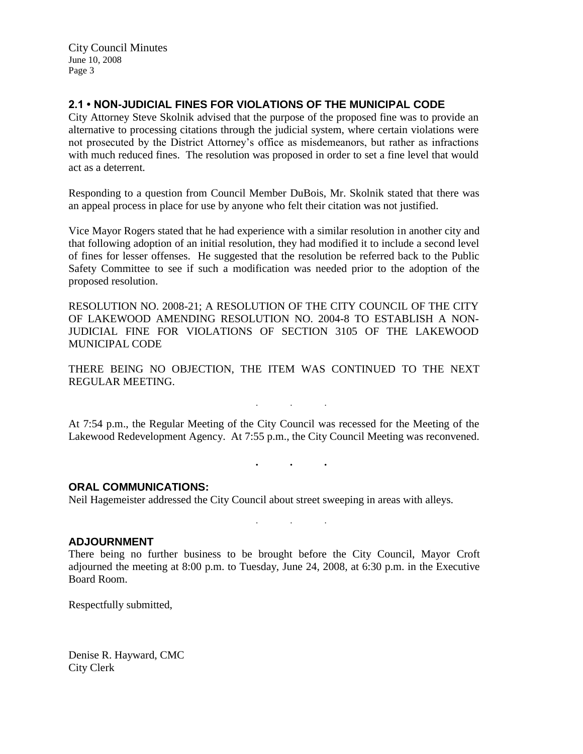## 2.1 • NON-JUDICIAL FINES FOR VIOLATIONS OF THE MUNICIPAL CODE

City Attorney Steve Skolnik advised that the purpose of the proposed fine was to provide an alternative to processing citations through the judicial system, where certain violations were not prosecuted by the District Attorney's office as misdemeanors, but rather as infractions with much reduced fines. The resolution was proposed in order to set a fine level that would act as a deterrent.

Responding to a question from Council Member DuBois, Mr. Skolnik stated that there was an appeal process in place for use by anyone who felt their citation was not justified.

Vice Mayor Rogers stated that he had experience with a similar resolution in another city and that following adoption of an initial resolution, they had modified it to include a second level of fines for lesser offenses. He suggested that the resolution be referred back to the Public Safety Committee to see if such a modification was needed prior to the adoption of the proposed resolution.

RESOLUTION NO. 2008-21; A RESOLUTION OF THE CITY COUNCIL OF THE CITY OF LAKEWOOD AMENDING RESOLUTION NO. 2004-8 TO ESTABLISH A NON-JUDICIAL FINE FOR VIOLATIONS OF SECTION 3105 OF THE LAKEWOOD MUNICIPAL CODE

THERE BEING NO OBJECTION, THE ITEM WAS CONTINUED TO THE NEXT REGULAR MEETING.

. . .

At 7:54 p.m., the Regular Meeting of the City Council was recessed for the Meeting of the Lakewood Redevelopment Agency. At 7:55 p.m., the City Council Meeting was reconvened.

. . .

## ORAL COMMUNICATIONS:

Neil Hagemeister addressed the City Council about street sweeping in areas with alleys.

. . .

## ADJOURNMENT

There being no further business to be brought before the City Council, Mayor Croft adjourned the meeting at 8:00 p.m. to Tuesday, June 24, 2008, at 6:30 p.m. in the Executive Board Room.

Respectfully submitted,

Denise R. Hayward, CMC
City Clerk